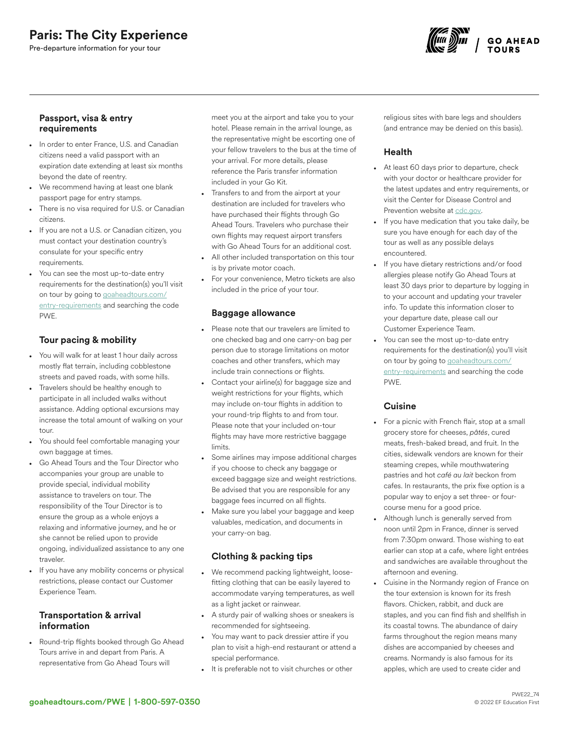# Paris: The City Experience

Pre-departure information for your tour

## Passport, visa & entry requirements

- In order to enter France, U.S. and Canadian citizens need a valid passport with an expiration date extending at least six months beyond the date of reentry.
- We recommend having at least one blank passport page for entry stamps.
- There is no visa required for U.S. or Canadian citizens.
- If you are not a U.S. or Canadian citizen, you must contact your destination country's consulate for your specific entry requirements.
- You can see the most up-to-date entry requirements for the destination(s) you'll visit on tour by going to goaheadtours.com/entry-requirements and searching the code PWE.

## Tour pacing & mobility

- You will walk for at least 1 hour daily across mostly flat terrain, including cobblestone streets and paved roads, with some hills.
- Travelers should be healthy enough to participate in all included walks without assistance. Adding optional excursions may increase the total amount of walking on your tour.
- You should feel comfortable managing your own baggage at times.
- Go Ahead Tours and the Tour Director who accompanies your group are unable to provide special, individual mobility assistance to travelers on tour. The responsibility of the Tour Director is to ensure the group as a whole enjoys a relaxing and informative journey, and he or she cannot be relied upon to provide ongoing, individualized assistance to any one traveler.
- If you have any mobility concerns or physical restrictions, please contact our Customer Experience Team.

## Transportation & arrival information

- Round-trip flights booked through Go Ahead Tours arrive in and depart from Paris. A representative from Go Ahead Tours will meet you at the airport and take you to your hotel. Please remain in the arrival lounge, as the representative might be escorting one of your fellow travelers to the bus at the time of your arrival. For more details, please reference the Paris transfer information included in your Go Kit.
- Transfers to and from the airport at your destination are included for travelers who have purchased their flights through Go Ahead Tours. Travelers who purchase their own flights may request airport transfers with Go Ahead Tours for an additional cost.
- All other included transportation on this tour is by private motor coach.
- For your convenience, Metro tickets are also included in the price of your tour.

## Baggage allowance

- Please note that our travelers are limited to one checked bag and one carry-on bag per person due to storage limitations on motor coaches and other transfers, which may include train connections or flights.
- Contact your airline(s) for baggage size and weight restrictions for your flights, which may include on-tour flights in addition to your round-trip flights to and from tour. Please note that your included on-tour flights may have more restrictive baggage limits.
- Some airlines may impose additional charges if you choose to check any baggage or exceed baggage size and weight restrictions. Be advised that you are responsible for any baggage fees incurred on all flights.
- Make sure you label your baggage and keep valuables, medication, and documents in your carry-on bag.

## Clothing & packing tips

- We recommend packing lightweight, loose-fitting clothing that can be easily layered to accommodate varying temperatures, as well as a light jacket or rainwear.
- A sturdy pair of walking shoes or sneakers is recommended for sightseeing.
- You may want to pack dressier attire if you plan to visit a high-end restaurant or attend a special performance.
- It is preferable not to visit churches or other religious sites with bare legs and shoulders (and entrance may be denied on this basis).

## Health

- At least 60 days prior to departure, check with your doctor or healthcare provider for the latest updates and entry requirements, or visit the Center for Disease Control and Prevention website at cdc.gov.
- If you have medication that you take daily, be sure you have enough for each day of the tour as well as any possible delays encountered.
- If you have dietary restrictions and/or food allergies please notify Go Ahead Tours at least 30 days prior to departure by logging in to your account and updating your traveler info. To update this information closer to your departure date, please call our Customer Experience Team.
- You can see the most up-to-date entry requirements for the destination(s) you'll visit on tour by going to goaheadtours.com/entry-requirements and searching the code PWE.

## Cuisine

- For a picnic with French flair, stop at a small grocery store for cheeses, *pâtés*, cured meats, fresh-baked bread, and fruit. In the cities, sidewalk vendors are known for their steaming crepes, while mouthwatering pastries and hot *café au lait* beckon from cafes. In restaurants, the prix fixe option is a popular way to enjoy a set three- or four-course menu for a good price.
- Although lunch is generally served from noon until 2pm in France, dinner is served from 7:30pm onward. Those wishing to eat earlier can stop at a cafe, where light entrées and sandwiches are available throughout the afternoon and evening.
- Cuisine in the Normandy region of France on the tour extension is known for its fresh flavors. Chicken, rabbit, and duck are staples, and you can find fish and shellfish in its coastal towns. The abundance of dairy farms throughout the region means many dishes are accompanied by cheeses and creams. Normandy is also famous for its apples, which are used to create cider and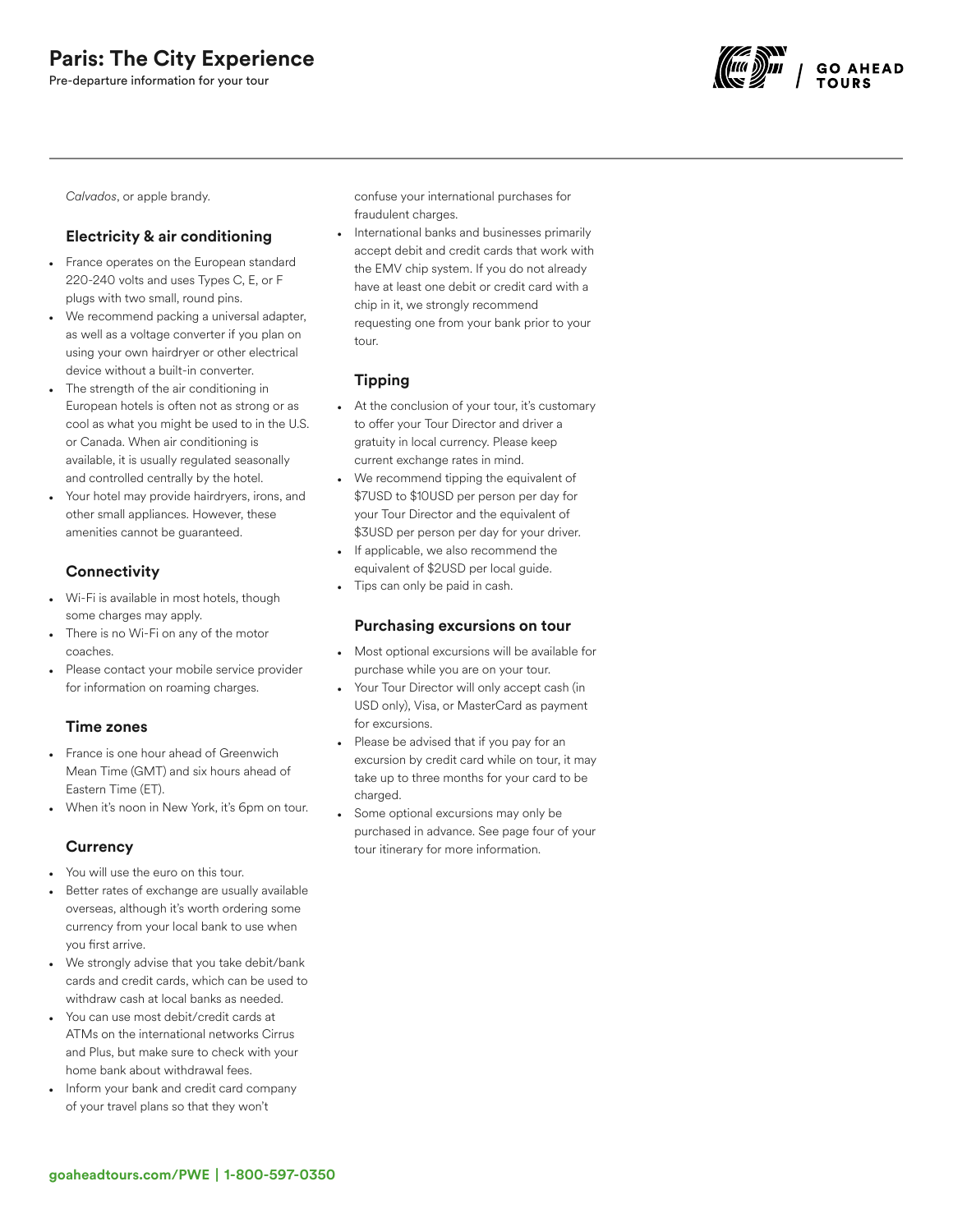*Calvados*, or apple brandy.

### Electricity & air conditioning

- France operates on the European standard 220-240 volts and uses Types C, E, or F plugs with two small, round pins.
- We recommend packing a universal adapter, as well as a voltage converter if you plan on using your own hairdryer or other electrical device without a built-in converter.
- The strength of the air conditioning in European hotels is often not as strong or as cool as what you might be used to in the U.S. or Canada. When air conditioning is available, it is usually regulated seasonally and controlled centrally by the hotel.
- Your hotel may provide hairdryers, irons, and other small appliances. However, these amenities cannot be guaranteed.

### Connectivity

- Wi-Fi is available in most hotels, though some charges may apply.
- There is no Wi-Fi on any of the motor coaches.
- Please contact your mobile service provider for information on roaming charges.

### Time zones

- France is one hour ahead of Greenwich Mean Time (GMT) and six hours ahead of Eastern Time (ET).
- When it's noon in New York, it's 6pm on tour.

### Currency

- You will use the euro on this tour.
- Better rates of exchange are usually available overseas, although it's worth ordering some currency from your local bank to use when you first arrive.
- We strongly advise that you take debit/bank cards and credit cards, which can be used to withdraw cash at local banks as needed.
- You can use most debit/credit cards at ATMs on the international networks Cirrus and Plus, but make sure to check with your home bank about withdrawal fees.
- Inform your bank and credit card company of your travel plans so that they won't confuse your international purchases for fraudulent charges.
- International banks and businesses primarily accept debit and credit cards that work with the EMV chip system. If you do not already have at least one debit or credit card with a chip in it, we strongly recommend requesting one from your bank prior to your tour.

### Tipping

- At the conclusion of your tour, it's customary to offer your Tour Director and driver a gratuity in local currency. Please keep current exchange rates in mind.
- We recommend tipping the equivalent of $7USD to $10USD per person per day for your Tour Director and the equivalent of $3USD per person per day for your driver.
- If applicable, we also recommend the equivalent of $2USD per local guide.
- Tips can only be paid in cash.

### Purchasing excursions on tour

- Most optional excursions will be available for purchase while you are on your tour.
- Your Tour Director will only accept cash (in USD only), Visa, or MasterCard as payment for excursions.
- Please be advised that if you pay for an excursion by credit card while on tour, it may take up to three months for your card to be charged.
- Some optional excursions may only be purchased in advance. See page four of your tour itinerary for more information.